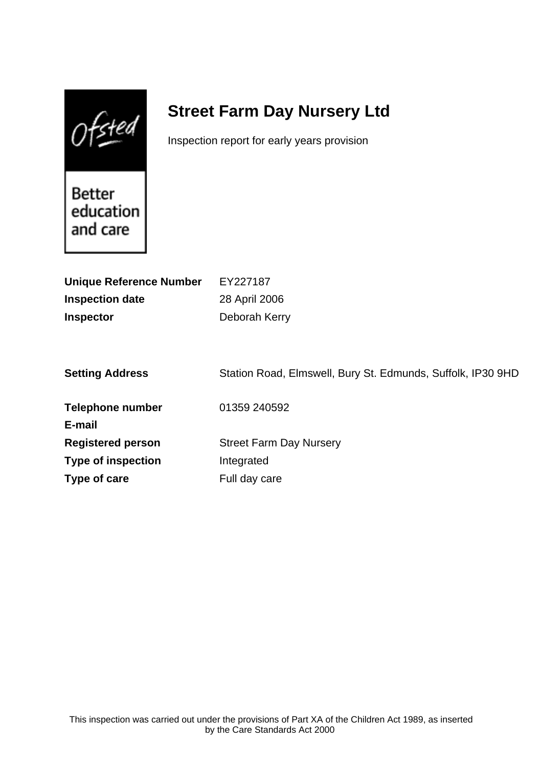# Street Farm Day Nursery Ltd

Inspection report for early years provision

| | |
|---|---|
| **Unique Reference Number** | EY227187 |
| **Inspection date** | 28 April 2006 |
| **Inspector** | Deborah Kerry |

| | |
|---|---|
| **Setting Address** | Station Road, Elmswell, Bury St. Edmunds, Suffolk, IP30 9HD |
| **Telephone number** | 01359 240592 |
| **E-mail** | |
| **Registered person** | Street Farm Day Nursery |
| **Type of inspection** | Integrated |
| **Type of care** | Full day care |

This inspection was carried out under the provisions of Part XA of the Children Act 1989, as inserted by the Care Standards Act 2000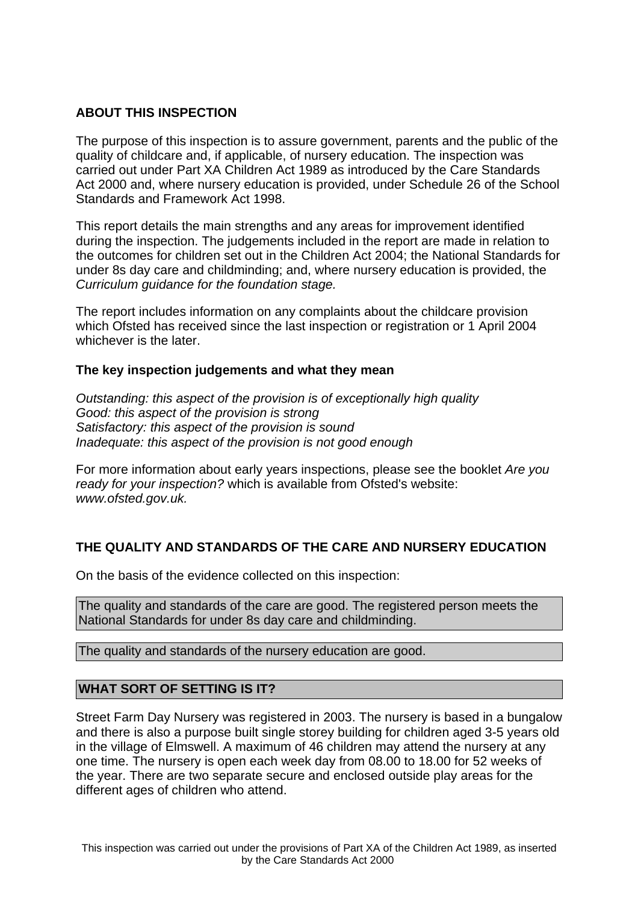## ABOUT THIS INSPECTION

The purpose of this inspection is to assure government, parents and the public of the quality of childcare and, if applicable, of nursery education. The inspection was carried out under Part XA Children Act 1989 as introduced by the Care Standards Act 2000 and, where nursery education is provided, under Schedule 26 of the School Standards and Framework Act 1998.

This report details the main strengths and any areas for improvement identified during the inspection. The judgements included in the report are made in relation to the outcomes for children set out in the Children Act 2004; the National Standards for under 8s day care and childminding; and, where nursery education is provided, the *Curriculum guidance for the foundation stage.*

The report includes information on any complaints about the childcare provision which Ofsted has received since the last inspection or registration or 1 April 2004 whichever is the later.

### The key inspection judgements and what they mean

*Outstanding: this aspect of the provision is of exceptionally high quality*
*Good: this aspect of the provision is strong*
*Satisfactory: this aspect of the provision is sound*
*Inadequate: this aspect of the provision is not good enough*

For more information about early years inspections, please see the booklet *Are you ready for your inspection?* which is available from Ofsted's website: *www.ofsted.gov.uk.*

## THE QUALITY AND STANDARDS OF THE CARE AND NURSERY EDUCATION

On the basis of the evidence collected on this inspection:

The quality and standards of the care are good. The registered person meets the National Standards for under 8s day care and childminding.

The quality and standards of the nursery education are good.

## WHAT SORT OF SETTING IS IT?

Street Farm Day Nursery was registered in 2003. The nursery is based in a bungalow and there is also a purpose built single storey building for children aged 3-5 years old in the village of Elmswell. A maximum of 46 children may attend the nursery at any one time. The nursery is open each week day from 08.00 to 18.00 for 52 weeks of the year. There are two separate secure and enclosed outside play areas for the different ages of children who attend.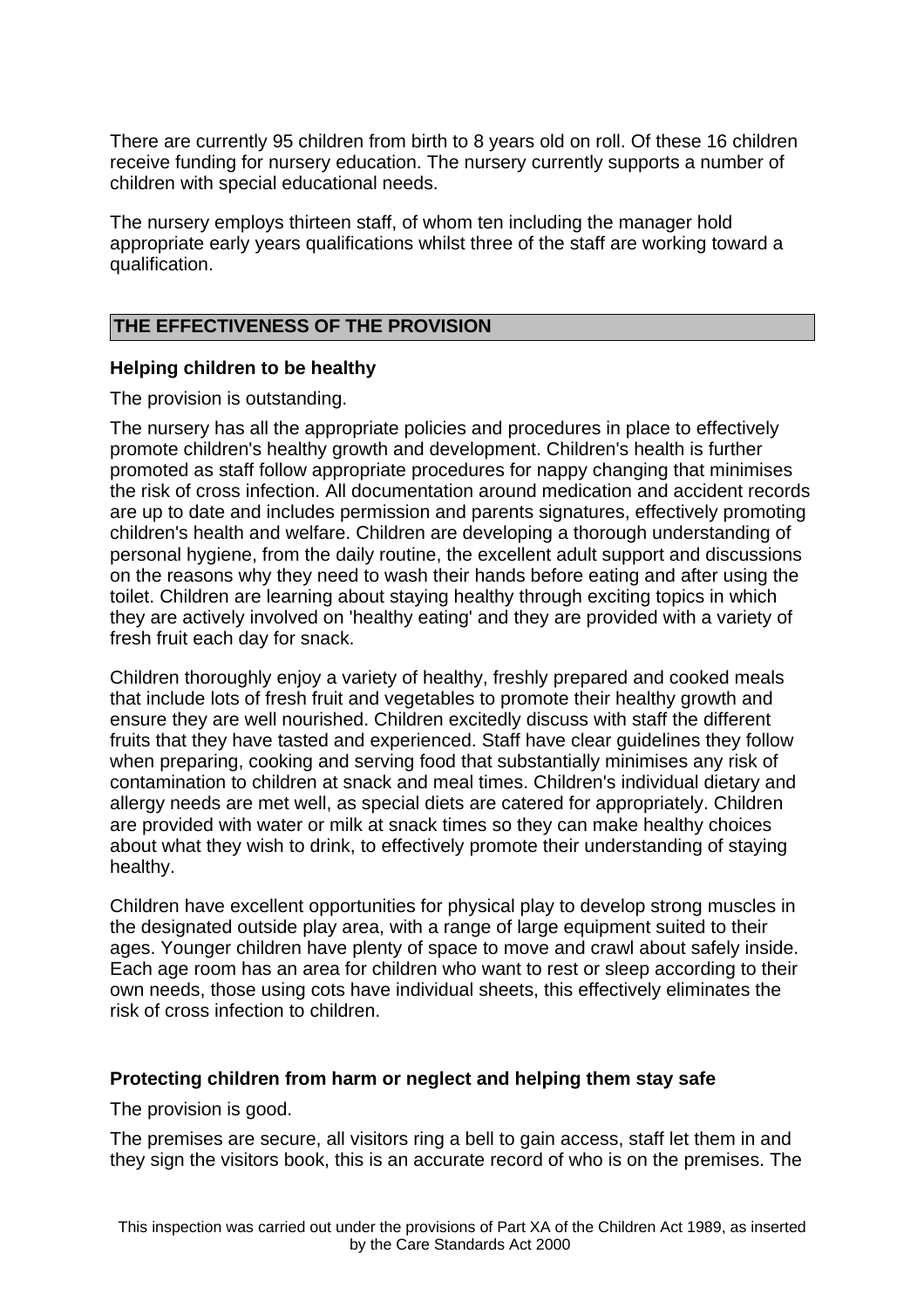There are currently 95 children from birth to 8 years old on roll. Of these 16 children receive funding for nursery education. The nursery currently supports a number of children with special educational needs.

The nursery employs thirteen staff, of whom ten including the manager hold appropriate early years qualifications whilst three of the staff are working toward a qualification.

## THE EFFECTIVENESS OF THE PROVISION

### Helping children to be healthy

The provision is outstanding.

The nursery has all the appropriate policies and procedures in place to effectively promote children's healthy growth and development. Children's health is further promoted as staff follow appropriate procedures for nappy changing that minimises the risk of cross infection. All documentation around medication and accident records are up to date and includes permission and parents signatures, effectively promoting children's health and welfare. Children are developing a thorough understanding of personal hygiene, from the daily routine, the excellent adult support and discussions on the reasons why they need to wash their hands before eating and after using the toilet. Children are learning about staying healthy through exciting topics in which they are actively involved on 'healthy eating' and they are provided with a variety of fresh fruit each day for snack.

Children thoroughly enjoy a variety of healthy, freshly prepared and cooked meals that include lots of fresh fruit and vegetables to promote their healthy growth and ensure they are well nourished. Children excitedly discuss with staff the different fruits that they have tasted and experienced. Staff have clear guidelines they follow when preparing, cooking and serving food that substantially minimises any risk of contamination to children at snack and meal times. Children's individual dietary and allergy needs are met well, as special diets are catered for appropriately. Children are provided with water or milk at snack times so they can make healthy choices about what they wish to drink, to effectively promote their understanding of staying healthy.

Children have excellent opportunities for physical play to develop strong muscles in the designated outside play area, with a range of large equipment suited to their ages. Younger children have plenty of space to move and crawl about safely inside. Each age room has an area for children who want to rest or sleep according to their own needs, those using cots have individual sheets, this effectively eliminates the risk of cross infection to children.

### Protecting children from harm or neglect and helping them stay safe

The provision is good.

The premises are secure, all visitors ring a bell to gain access, staff let them in and they sign the visitors book, this is an accurate record of who is on the premises. The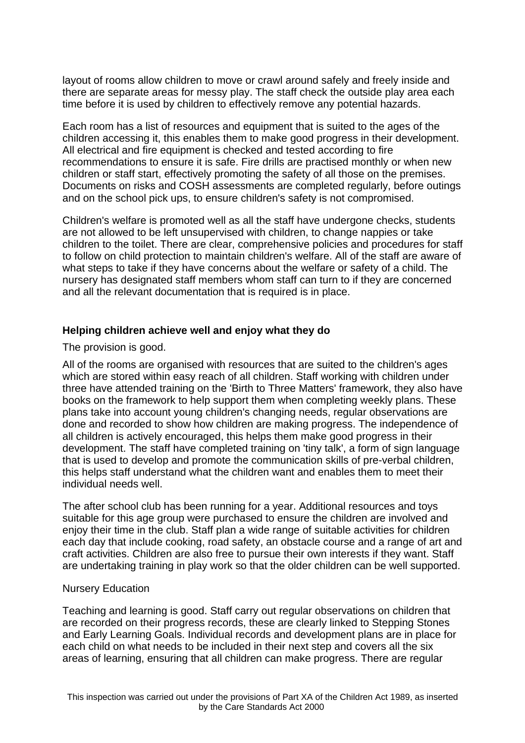layout of rooms allow children to move or crawl around safely and freely inside and there are separate areas for messy play. The staff check the outside play area each time before it is used by children to effectively remove any potential hazards.

Each room has a list of resources and equipment that is suited to the ages of the children accessing it, this enables them to make good progress in their development. All electrical and fire equipment is checked and tested according to fire recommendations to ensure it is safe. Fire drills are practised monthly or when new children or staff start, effectively promoting the safety of all those on the premises. Documents on risks and COSH assessments are completed regularly, before outings and on the school pick ups, to ensure children's safety is not compromised.

Children's welfare is promoted well as all the staff have undergone checks, students are not allowed to be left unsupervised with children, to change nappies or take children to the toilet. There are clear, comprehensive policies and procedures for staff to follow on child protection to maintain children's welfare. All of the staff are aware of what steps to take if they have concerns about the welfare or safety of a child. The nursery has designated staff members whom staff can turn to if they are concerned and all the relevant documentation that is required is in place.

**Helping children achieve well and enjoy what they do**

The provision is good.

All of the rooms are organised with resources that are suited to the children's ages which are stored within easy reach of all children. Staff working with children under three have attended training on the 'Birth to Three Matters' framework, they also have books on the framework to help support them when completing weekly plans. These plans take into account young children's changing needs, regular observations are done and recorded to show how children are making progress. The independence of all children is actively encouraged, this helps them make good progress in their development. The staff have completed training on 'tiny talk', a form of sign language that is used to develop and promote the communication skills of pre-verbal children, this helps staff understand what the children want and enables them to meet their individual needs well.

The after school club has been running for a year. Additional resources and toys suitable for this age group were purchased to ensure the children are involved and enjoy their time in the club. Staff plan a wide range of suitable activities for children each day that include cooking, road safety, an obstacle course and a range of art and craft activities. Children are also free to pursue their own interests if they want. Staff are undertaking training in play work so that the older children can be well supported.

Nursery Education

Teaching and learning is good. Staff carry out regular observations on children that are recorded on their progress records, these are clearly linked to Stepping Stones and Early Learning Goals. Individual records and development plans are in place for each child on what needs to be included in their next step and covers all the six areas of learning, ensuring that all children can make progress. There are regular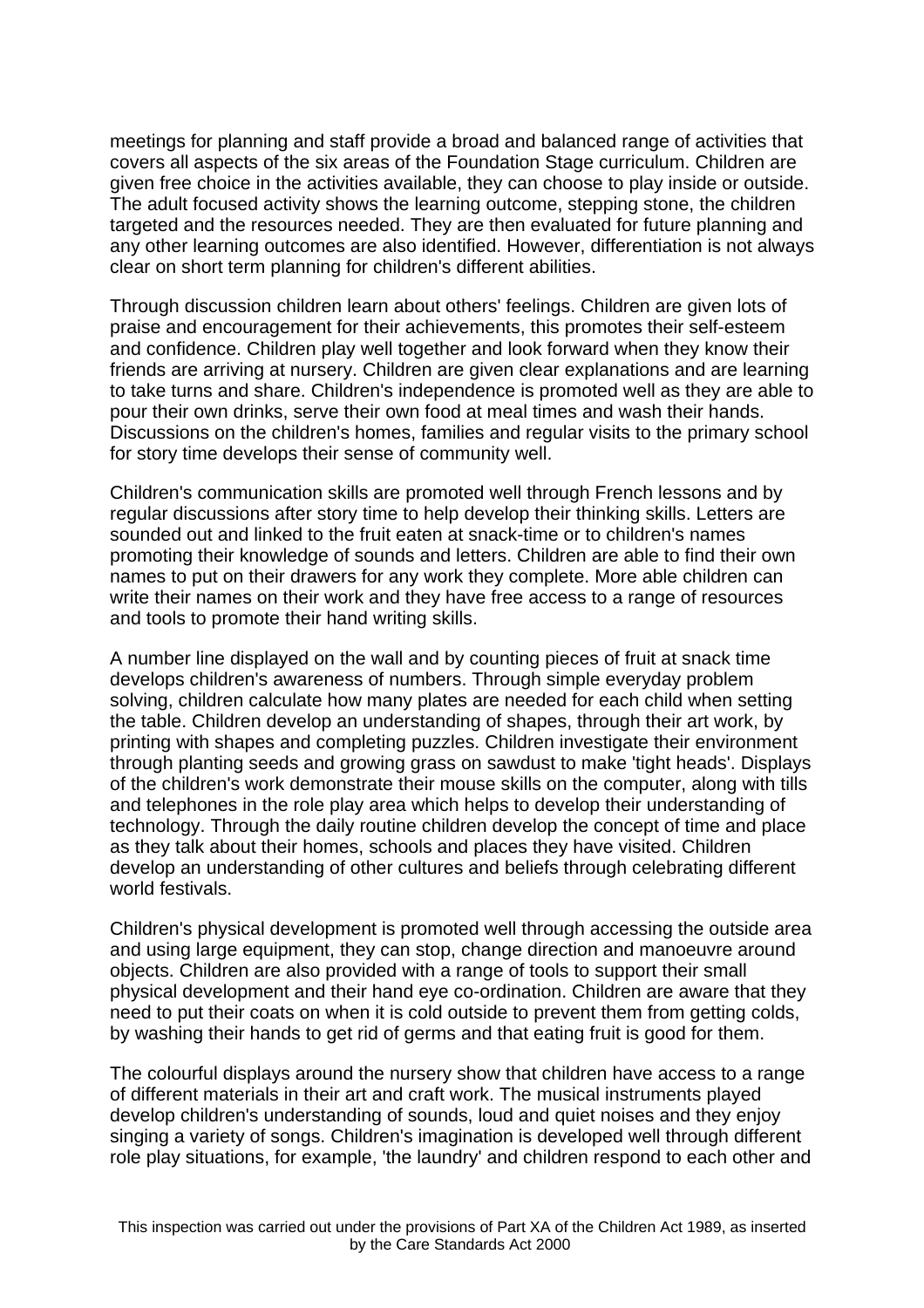meetings for planning and staff provide a broad and balanced range of activities that covers all aspects of the six areas of the Foundation Stage curriculum. Children are given free choice in the activities available, they can choose to play inside or outside. The adult focused activity shows the learning outcome, stepping stone, the children targeted and the resources needed. They are then evaluated for future planning and any other learning outcomes are also identified. However, differentiation is not always clear on short term planning for children's different abilities.

Through discussion children learn about others' feelings. Children are given lots of praise and encouragement for their achievements, this promotes their self-esteem and confidence. Children play well together and look forward when they know their friends are arriving at nursery. Children are given clear explanations and are learning to take turns and share. Children's independence is promoted well as they are able to pour their own drinks, serve their own food at meal times and wash their hands. Discussions on the children's homes, families and regular visits to the primary school for story time develops their sense of community well.

Children's communication skills are promoted well through French lessons and by regular discussions after story time to help develop their thinking skills. Letters are sounded out and linked to the fruit eaten at snack-time or to children's names promoting their knowledge of sounds and letters. Children are able to find their own names to put on their drawers for any work they complete. More able children can write their names on their work and they have free access to a range of resources and tools to promote their hand writing skills.

A number line displayed on the wall and by counting pieces of fruit at snack time develops children's awareness of numbers. Through simple everyday problem solving, children calculate how many plates are needed for each child when setting the table. Children develop an understanding of shapes, through their art work, by printing with shapes and completing puzzles. Children investigate their environment through planting seeds and growing grass on sawdust to make 'tight heads'. Displays of the children's work demonstrate their mouse skills on the computer, along with tills and telephones in the role play area which helps to develop their understanding of technology. Through the daily routine children develop the concept of time and place as they talk about their homes, schools and places they have visited. Children develop an understanding of other cultures and beliefs through celebrating different world festivals.

Children's physical development is promoted well through accessing the outside area and using large equipment, they can stop, change direction and manoeuvre around objects. Children are also provided with a range of tools to support their small physical development and their hand eye co-ordination. Children are aware that they need to put their coats on when it is cold outside to prevent them from getting colds, by washing their hands to get rid of germs and that eating fruit is good for them.

The colourful displays around the nursery show that children have access to a range of different materials in their art and craft work. The musical instruments played develop children's understanding of sounds, loud and quiet noises and they enjoy singing a variety of songs. Children's imagination is developed well through different role play situations, for example, 'the laundry' and children respond to each other and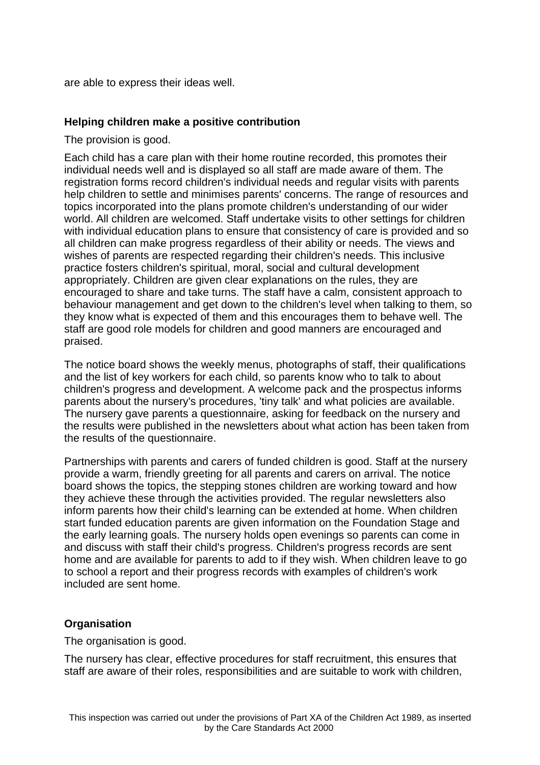are able to express their ideas well.

### Helping children make a positive contribution

The provision is good.

Each child has a care plan with their home routine recorded, this promotes their individual needs well and is displayed so all staff are made aware of them. The registration forms record children's individual needs and regular visits with parents help children to settle and minimises parents' concerns. The range of resources and topics incorporated into the plans promote children's understanding of our wider world. All children are welcomed. Staff undertake visits to other settings for children with individual education plans to ensure that consistency of care is provided and so all children can make progress regardless of their ability or needs. The views and wishes of parents are respected regarding their children's needs. This inclusive practice fosters children's spiritual, moral, social and cultural development appropriately. Children are given clear explanations on the rules, they are encouraged to share and take turns. The staff have a calm, consistent approach to behaviour management and get down to the children's level when talking to them, so they know what is expected of them and this encourages them to behave well. The staff are good role models for children and good manners are encouraged and praised.

The notice board shows the weekly menus, photographs of staff, their qualifications and the list of key workers for each child, so parents know who to talk to about children's progress and development. A welcome pack and the prospectus informs parents about the nursery's procedures, 'tiny talk' and what policies are available. The nursery gave parents a questionnaire, asking for feedback on the nursery and the results were published in the newsletters about what action has been taken from the results of the questionnaire.

Partnerships with parents and carers of funded children is good. Staff at the nursery provide a warm, friendly greeting for all parents and carers on arrival. The notice board shows the topics, the stepping stones children are working toward and how they achieve these through the activities provided. The regular newsletters also inform parents how their child's learning can be extended at home. When children start funded education parents are given information on the Foundation Stage and the early learning goals. The nursery holds open evenings so parents can come in and discuss with staff their child's progress. Children's progress records are sent home and are available for parents to add to if they wish. When children leave to go to school a report and their progress records with examples of children's work included are sent home.

### Organisation

The organisation is good.

The nursery has clear, effective procedures for staff recruitment, this ensures that staff are aware of their roles, responsibilities and are suitable to work with children,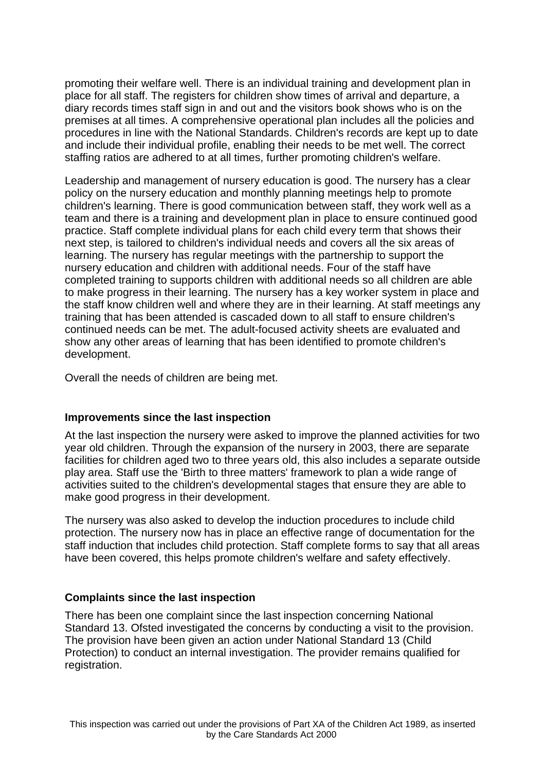promoting their welfare well. There is an individual training and development plan in place for all staff. The registers for children show times of arrival and departure, a diary records times staff sign in and out and the visitors book shows who is on the premises at all times. A comprehensive operational plan includes all the policies and procedures in line with the National Standards. Children's records are kept up to date and include their individual profile, enabling their needs to be met well. The correct staffing ratios are adhered to at all times, further promoting children's welfare.

Leadership and management of nursery education is good. The nursery has a clear policy on the nursery education and monthly planning meetings help to promote children's learning. There is good communication between staff, they work well as a team and there is a training and development plan in place to ensure continued good practice. Staff complete individual plans for each child every term that shows their next step, is tailored to children's individual needs and covers all the six areas of learning. The nursery has regular meetings with the partnership to support the nursery education and children with additional needs. Four of the staff have completed training to supports children with additional needs so all children are able to make progress in their learning. The nursery has a key worker system in place and the staff know children well and where they are in their learning. At staff meetings any training that has been attended is cascaded down to all staff to ensure children's continued needs can be met. The adult-focused activity sheets are evaluated and show any other areas of learning that has been identified to promote children's development.

Overall the needs of children are being met.

**Improvements since the last inspection**

At the last inspection the nursery were asked to improve the planned activities for two year old children. Through the expansion of the nursery in 2003, there are separate facilities for children aged two to three years old, this also includes a separate outside play area. Staff use the 'Birth to three matters' framework to plan a wide range of activities suited to the children's developmental stages that ensure they are able to make good progress in their development.

The nursery was also asked to develop the induction procedures to include child protection. The nursery now has in place an effective range of documentation for the staff induction that includes child protection. Staff complete forms to say that all areas have been covered, this helps promote children's welfare and safety effectively.

**Complaints since the last inspection**

There has been one complaint since the last inspection concerning National Standard 13. Ofsted investigated the concerns by conducting a visit to the provision. The provision have been given an action under National Standard 13 (Child Protection) to conduct an internal investigation. The provider remains qualified for registration.

This inspection was carried out under the provisions of Part XA of the Children Act 1989, as inserted by the Care Standards Act 2000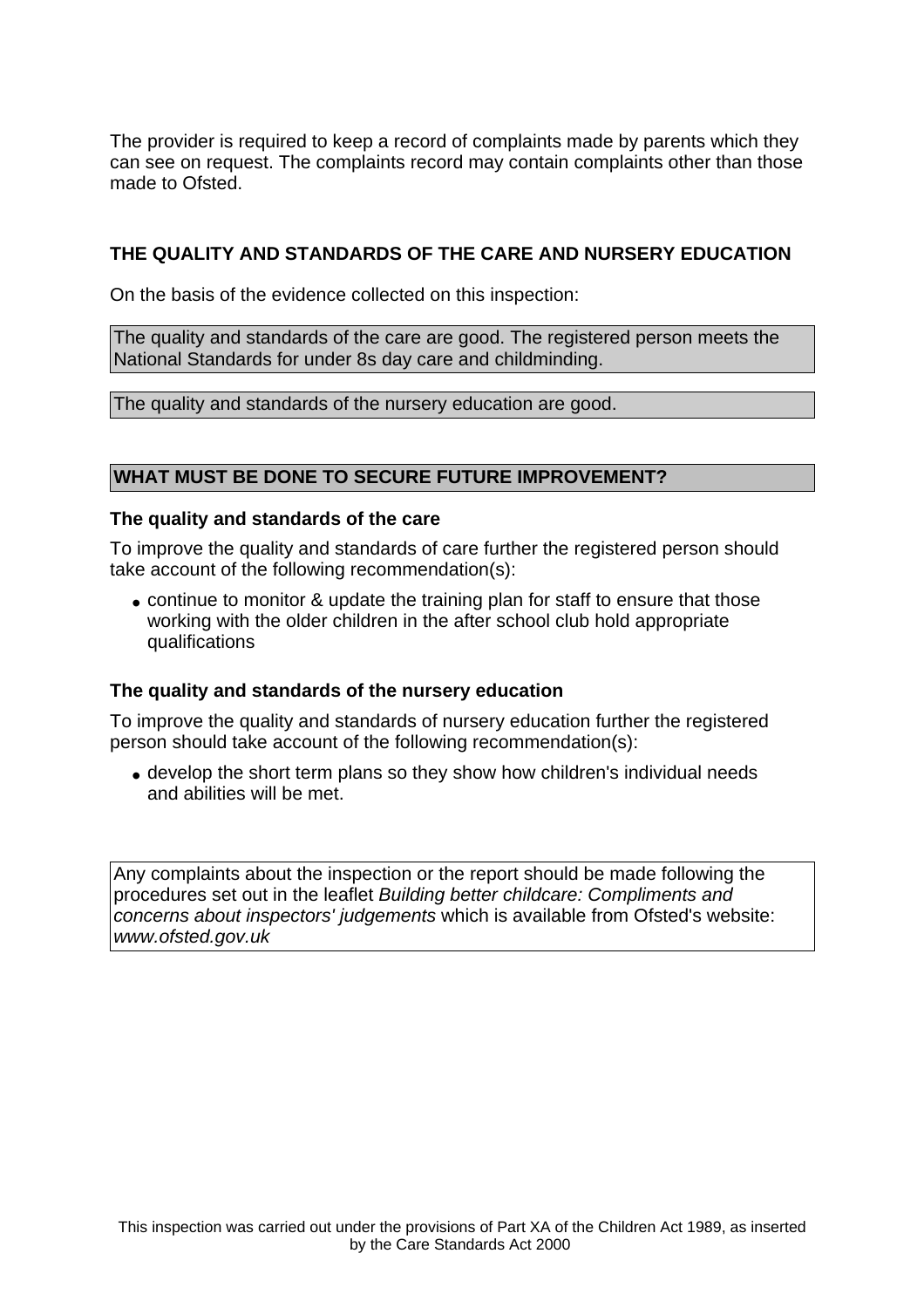The provider is required to keep a record of complaints made by parents which they can see on request. The complaints record may contain complaints other than those made to Ofsted.

## THE QUALITY AND STANDARDS OF THE CARE AND NURSERY EDUCATION

On the basis of the evidence collected on this inspection:

The quality and standards of the care are good. The registered person meets the National Standards for under 8s day care and childminding.

The quality and standards of the nursery education are good.

## WHAT MUST BE DONE TO SECURE FUTURE IMPROVEMENT?

### The quality and standards of the care

To improve the quality and standards of care further the registered person should take account of the following recommendation(s):

- continue to monitor & update the training plan for staff to ensure that those working with the older children in the after school club hold appropriate qualifications

### The quality and standards of the nursery education

To improve the quality and standards of nursery education further the registered person should take account of the following recommendation(s):

- develop the short term plans so they show how children's individual needs and abilities will be met.

Any complaints about the inspection or the report should be made following the procedures set out in the leaflet *Building better childcare: Compliments and concerns about inspectors' judgements* which is available from Ofsted's website: *www.ofsted.gov.uk*

This inspection was carried out under the provisions of Part XA of the Children Act 1989, as inserted by the Care Standards Act 2000